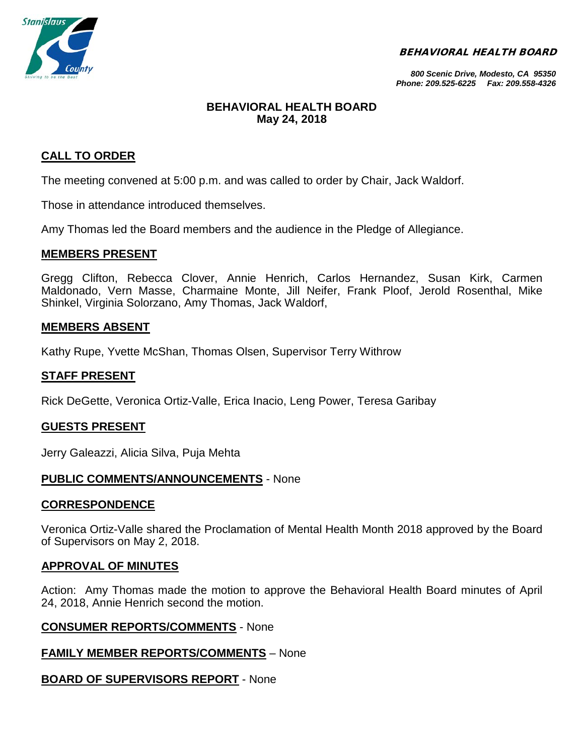**BEHAVIORAL HEALTH BOARD**

*800 Scenic Drive, Modesto, CA 95350*
*Phone: 209.525-6225 Fax: 209.558-4326*

# BEHAVIORAL HEALTH BOARD
## May 24, 2018

## CALL TO ORDER

The meeting convened at 5:00 p.m. and was called to order by Chair, Jack Waldorf.

Those in attendance introduced themselves.

Amy Thomas led the Board members and the audience in the Pledge of Allegiance.

## MEMBERS PRESENT

Gregg Clifton, Rebecca Clover, Annie Henrich, Carlos Hernandez, Susan Kirk, Carmen Maldonado, Vern Masse, Charmaine Monte, Jill Neifer, Frank Ploof, Jerold Rosenthal, Mike Shinkel, Virginia Solorzano, Amy Thomas, Jack Waldorf,

## MEMBERS ABSENT

Kathy Rupe, Yvette McShan, Thomas Olsen, Supervisor Terry Withrow

## STAFF PRESENT

Rick DeGette, Veronica Ortiz-Valle, Erica Inacio, Leng Power, Teresa Garibay

## GUESTS PRESENT

Jerry Galeazzi, Alicia Silva, Puja Mehta

## PUBLIC COMMENTS/ANNOUNCEMENTS - None

## CORRESPONDENCE

Veronica Ortiz-Valle shared the Proclamation of Mental Health Month 2018 approved by the Board of Supervisors on May 2, 2018.

## APPROVAL OF MINUTES

Action: Amy Thomas made the motion to approve the Behavioral Health Board minutes of April 24, 2018, Annie Henrich second the motion.

## CONSUMER REPORTS/COMMENTS - None

## FAMILY MEMBER REPORTS/COMMENTS – None

## BOARD OF SUPERVISORS REPORT - None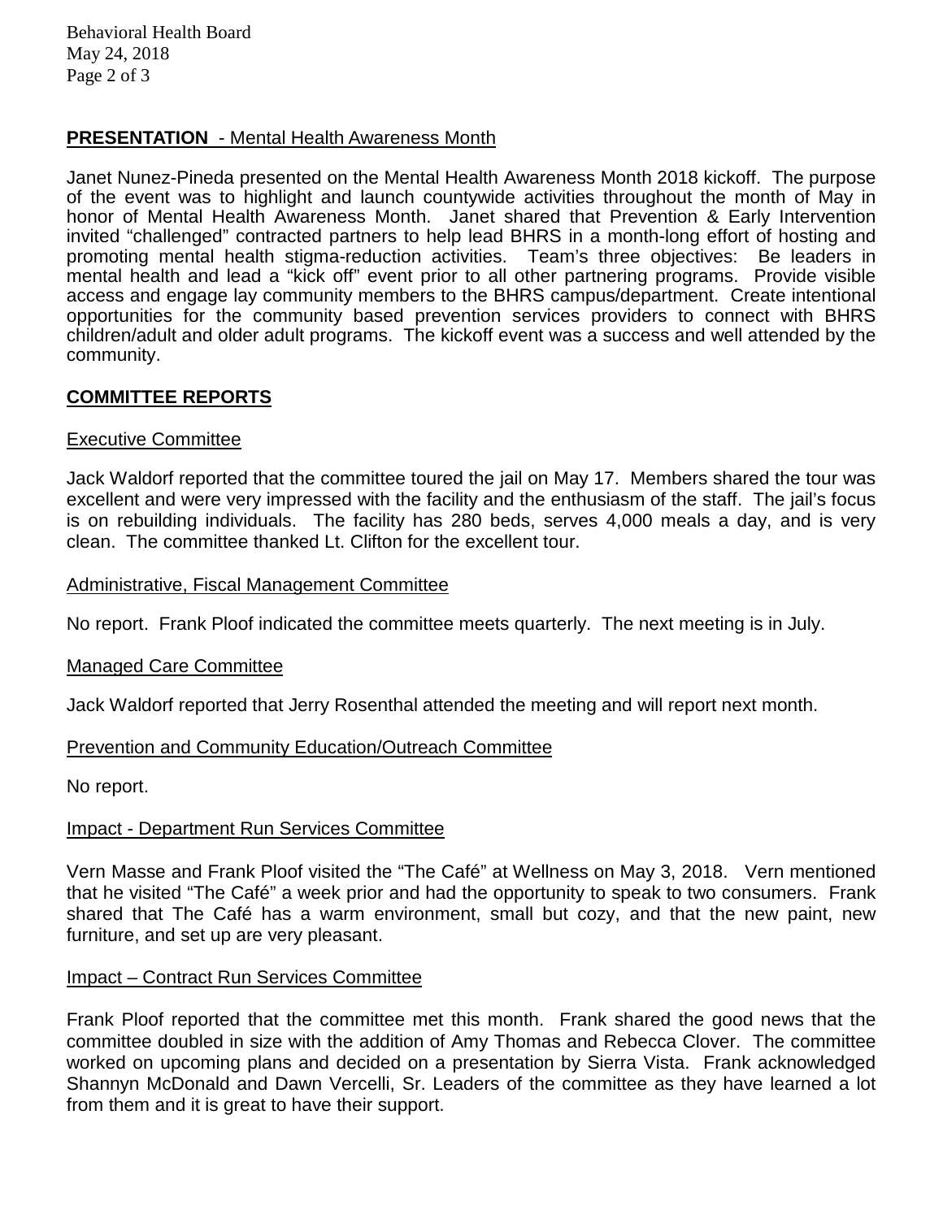## **PRESENTATION** - Mental Health Awareness Month

Janet Nunez-Pineda presented on the Mental Health Awareness Month 2018 kickoff. The purpose of the event was to highlight and launch countywide activities throughout the month of May in honor of Mental Health Awareness Month. Janet shared that Prevention & Early Intervention invited "challenged" contracted partners to help lead BHRS in a month-long effort of hosting and promoting mental health stigma-reduction activities. Team's three objectives: Be leaders in mental health and lead a "kick off" event prior to all other partnering programs. Provide visible access and engage lay community members to the BHRS campus/department. Create intentional opportunities for the community based prevention services providers to connect with BHRS children/adult and older adult programs. The kickoff event was a success and well attended by the community.

## **COMMITTEE REPORTS**

### Executive Committee

Jack Waldorf reported that the committee toured the jail on May 17. Members shared the tour was excellent and were very impressed with the facility and the enthusiasm of the staff. The jail's focus is on rebuilding individuals. The facility has 280 beds, serves 4,000 meals a day, and is very clean. The committee thanked Lt. Clifton for the excellent tour.

### Administrative, Fiscal Management Committee

No report. Frank Ploof indicated the committee meets quarterly. The next meeting is in July.

### Managed Care Committee

Jack Waldorf reported that Jerry Rosenthal attended the meeting and will report next month.

### Prevention and Community Education/Outreach Committee

No report.

### Impact - Department Run Services Committee

Vern Masse and Frank Ploof visited the "The Café" at Wellness on May 3, 2018. Vern mentioned that he visited "The Café" a week prior and had the opportunity to speak to two consumers. Frank shared that The Café has a warm environment, small but cozy, and that the new paint, new furniture, and set up are very pleasant.

### Impact – Contract Run Services Committee

Frank Ploof reported that the committee met this month. Frank shared the good news that the committee doubled in size with the addition of Amy Thomas and Rebecca Clover. The committee worked on upcoming plans and decided on a presentation by Sierra Vista. Frank acknowledged Shannyn McDonald and Dawn Vercelli, Sr. Leaders of the committee as they have learned a lot from them and it is great to have their support.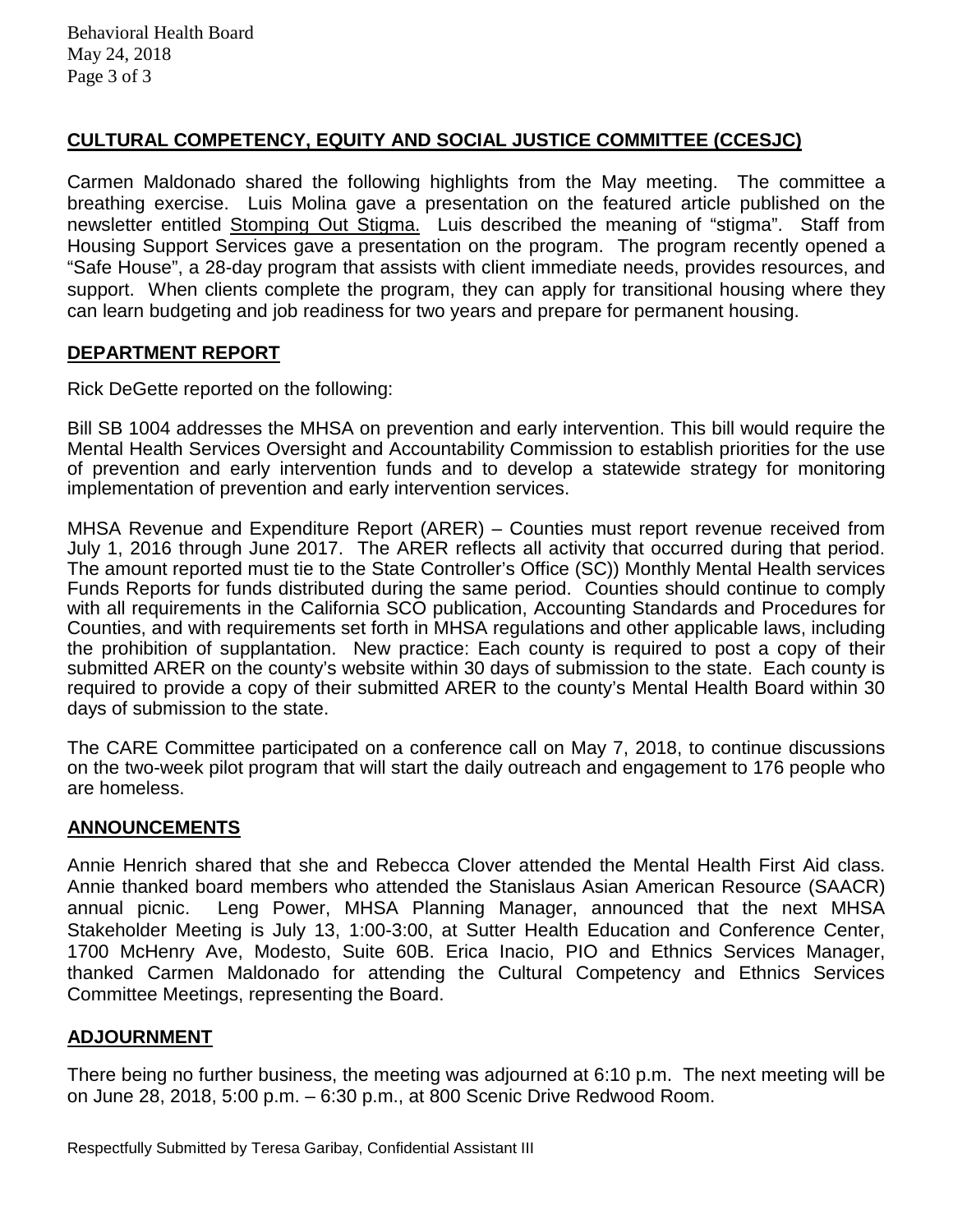## CULTURAL COMPETENCY, EQUITY AND SOCIAL JUSTICE COMMITTEE (CCESJC)

Carmen Maldonado shared the following highlights from the May meeting. The committee a breathing exercise. Luis Molina gave a presentation on the featured article published on the newsletter entitled Stomping Out Stigma. Luis described the meaning of "stigma". Staff from Housing Support Services gave a presentation on the program. The program recently opened a "Safe House", a 28-day program that assists with client immediate needs, provides resources, and support. When clients complete the program, they can apply for transitional housing where they can learn budgeting and job readiness for two years and prepare for permanent housing.

## DEPARTMENT REPORT

Rick DeGette reported on the following:

Bill SB 1004 addresses the MHSA on prevention and early intervention. This bill would require the Mental Health Services Oversight and Accountability Commission to establish priorities for the use of prevention and early intervention funds and to develop a statewide strategy for monitoring implementation of prevention and early intervention services.

MHSA Revenue and Expenditure Report (ARER) – Counties must report revenue received from July 1, 2016 through June 2017. The ARER reflects all activity that occurred during that period. The amount reported must tie to the State Controller's Office (SC)) Monthly Mental Health services Funds Reports for funds distributed during the same period. Counties should continue to comply with all requirements in the California SCO publication, Accounting Standards and Procedures for Counties, and with requirements set forth in MHSA regulations and other applicable laws, including the prohibition of supplantation. New practice: Each county is required to post a copy of their submitted ARER on the county's website within 30 days of submission to the state. Each county is required to provide a copy of their submitted ARER to the county's Mental Health Board within 30 days of submission to the state.

The CARE Committee participated on a conference call on May 7, 2018, to continue discussions on the two-week pilot program that will start the daily outreach and engagement to 176 people who are homeless.

## ANNOUNCEMENTS

Annie Henrich shared that she and Rebecca Clover attended the Mental Health First Aid class. Annie thanked board members who attended the Stanislaus Asian American Resource (SAACR) annual picnic. Leng Power, MHSA Planning Manager, announced that the next MHSA Stakeholder Meeting is July 13, 1:00-3:00, at Sutter Health Education and Conference Center, 1700 McHenry Ave, Modesto, Suite 60B. Erica Inacio, PIO and Ethnics Services Manager, thanked Carmen Maldonado for attending the Cultural Competency and Ethnics Services Committee Meetings, representing the Board.

## ADJOURNMENT

There being no further business, the meeting was adjourned at 6:10 p.m. The next meeting will be on June 28, 2018, 5:00 p.m. – 6:30 p.m., at 800 Scenic Drive Redwood Room.

Respectfully Submitted by Teresa Garibay, Confidential Assistant III